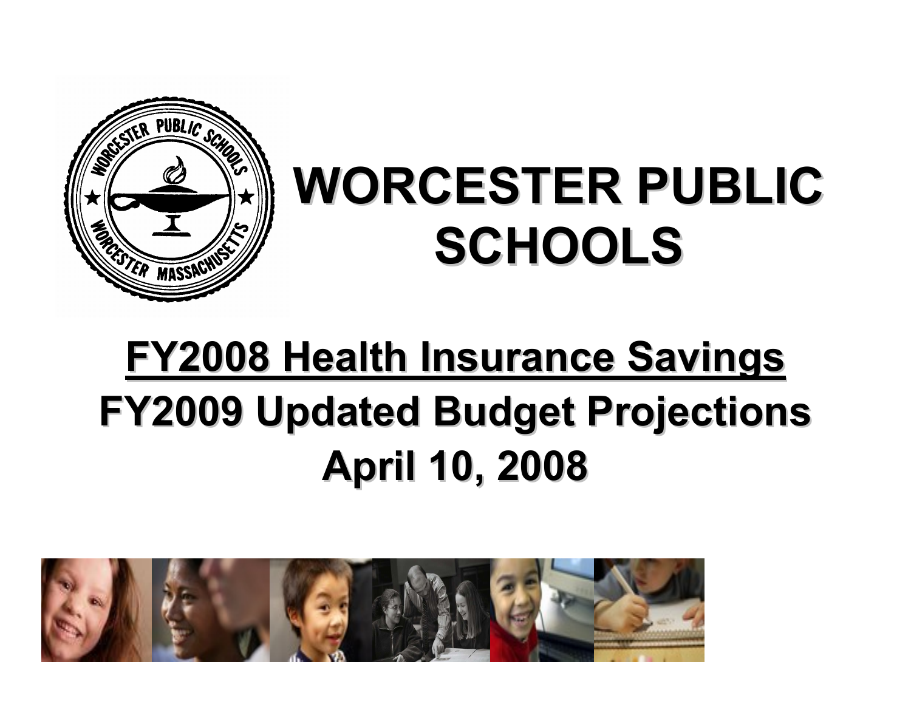# WORCESTER PUBLIC SCHOOLS

## FY2008 Health Insurance Savings

## FY2009 Updated Budget Projections

## April 10, 2008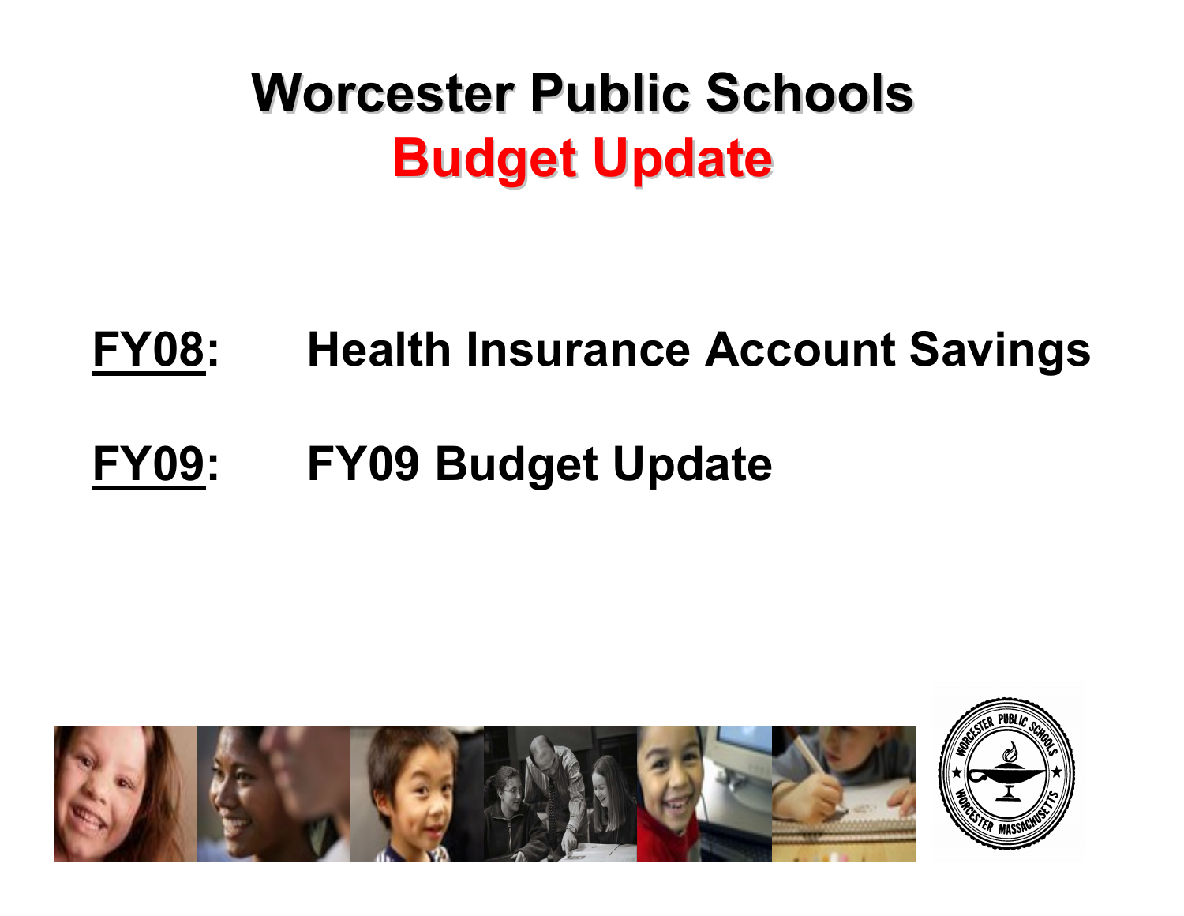# Worcester Public Schools
## Budget Update

**FY08**: Health Insurance Account Savings

**FY09**: FY09 Budget Update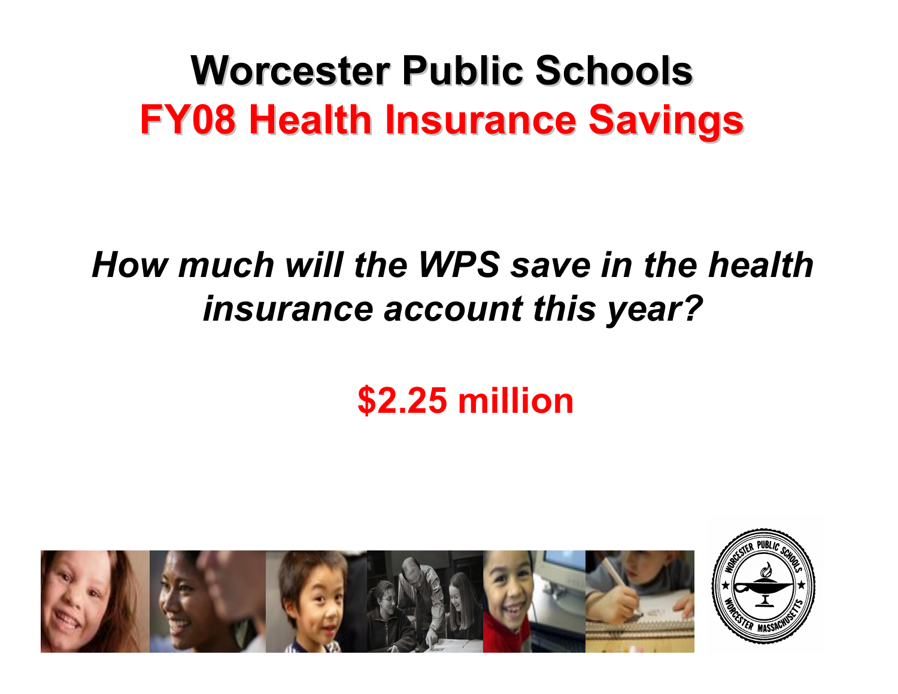# Worcester Public Schools
## FY08 Health Insurance Savings

***How much will the WPS save in the health insurance account this year?***

**$2.25 million**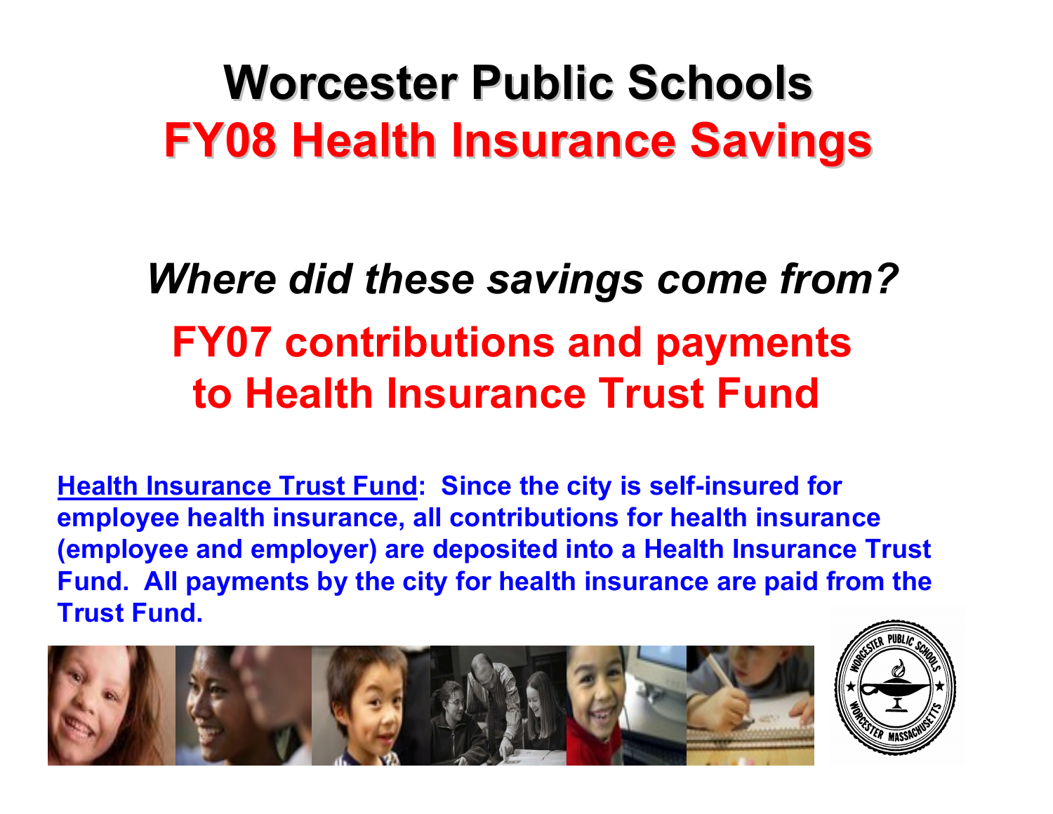# Worcester Public Schools
## FY08 Health Insurance Savings

***Where did these savings come from?***

**FY07 contributions and payments to Health Insurance Trust Fund**

**Health Insurance Trust Fund: Since the city is self-insured for employee health insurance, all contributions for health insurance (employee and employer) are deposited into a Health Insurance Trust Fund. All payments by the city for health insurance are paid from the Trust Fund.**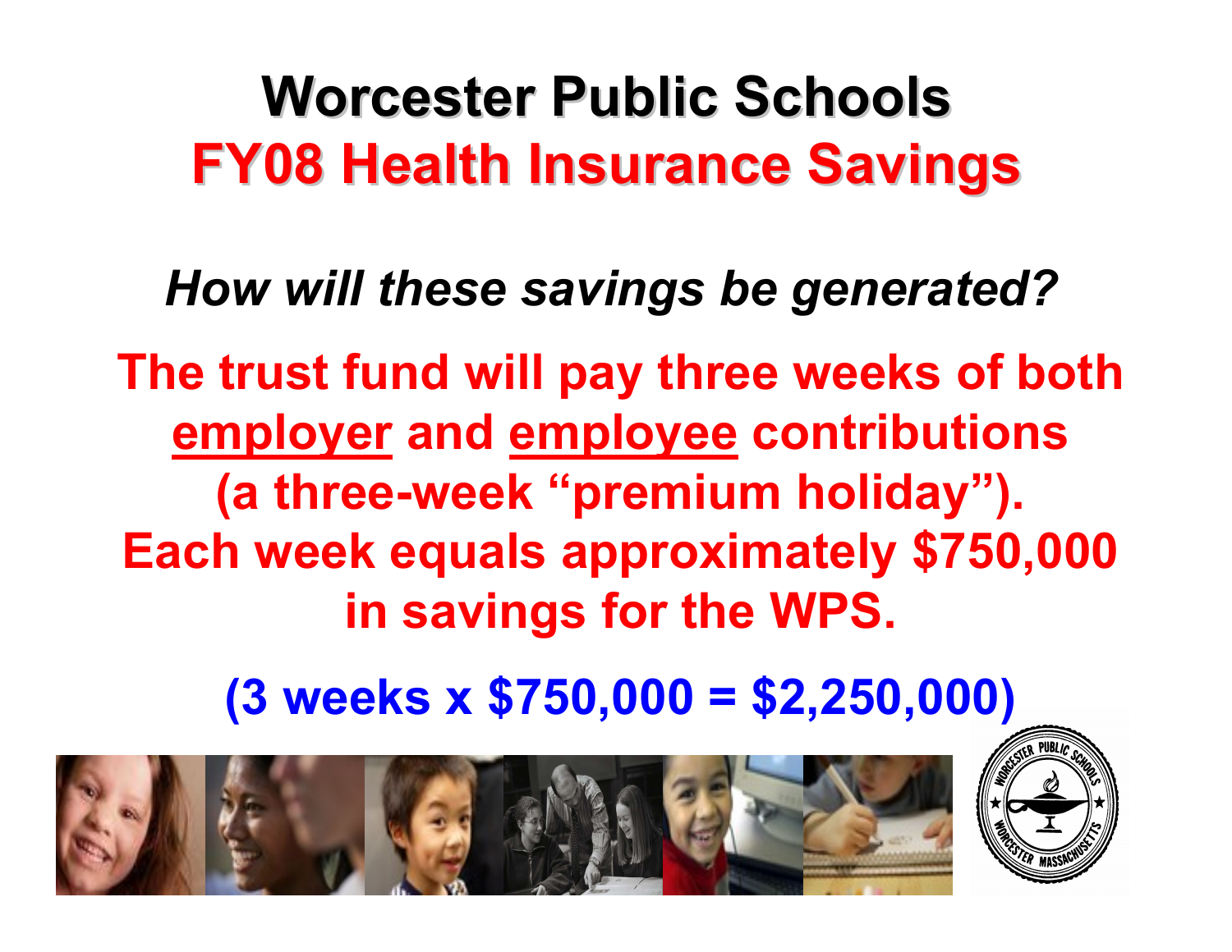# Worcester Public Schools
## FY08 Health Insurance Savings

***How will these savings be generated?***

**The trust fund will pay three weeks of both employer and employee contributions (a three-week "premium holiday"). Each week equals approximately $750,000 in savings for the WPS.**

**(3 weeks x $750,000 = $2,250,000)**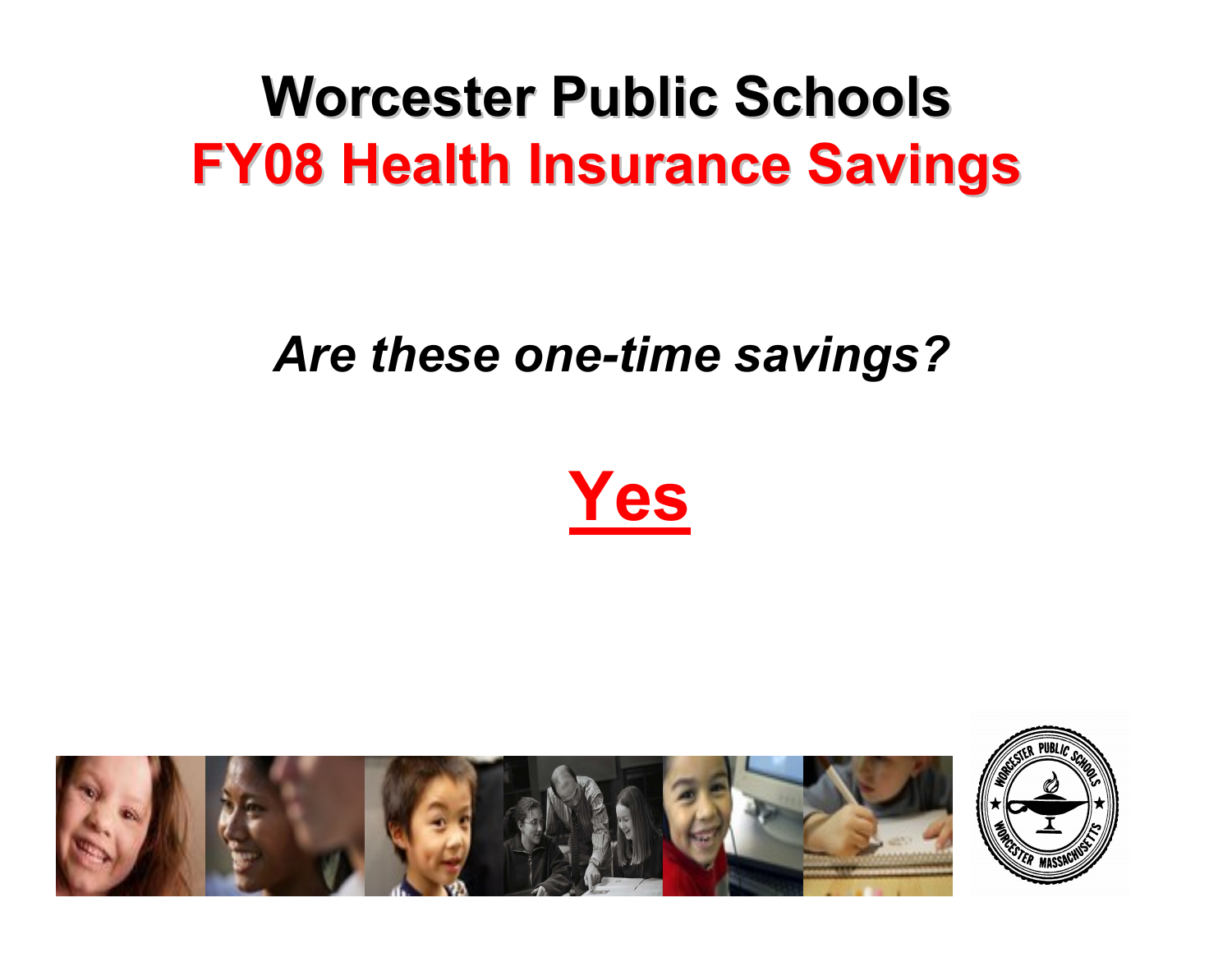# Worcester Public Schools
## FY08 Health Insurance Savings

*Are these one-time savings?*

**Yes**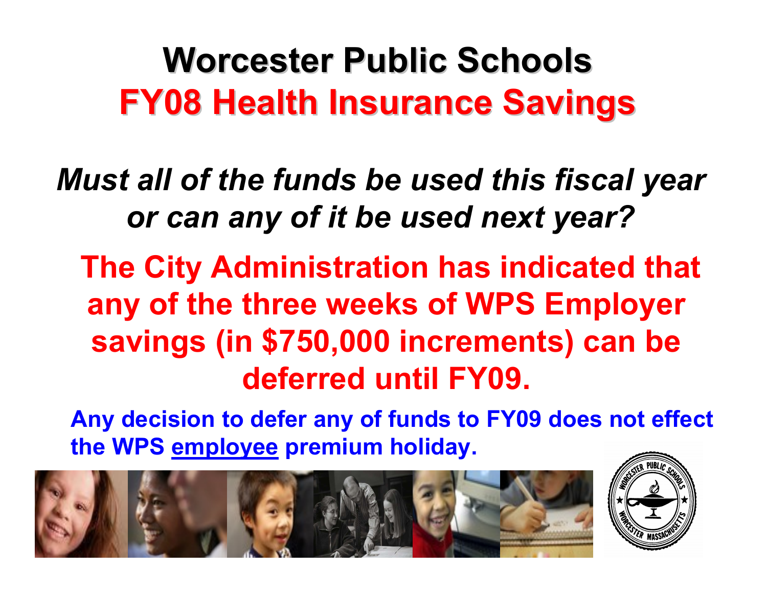# Worcester Public Schools
## FY08 Health Insurance Savings

***Must all of the funds be used this fiscal year or can any of it be used next year?***

**The City Administration has indicated that any of the three weeks of WPS Employer savings (in $750,000 increments) can be deferred until FY09.**

**Any decision to defer any of funds to FY09 does not effect the WPS employee premium holiday.**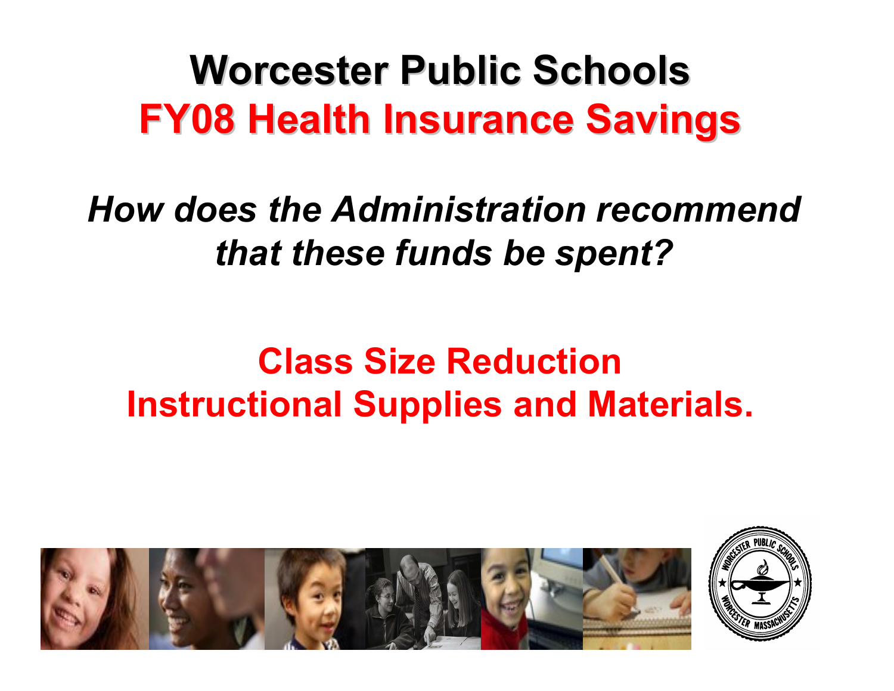# Worcester Public Schools
## FY08 Health Insurance Savings

*How does the Administration recommend that these funds be spent?*

**Class Size Reduction**
**Instructional Supplies and Materials.**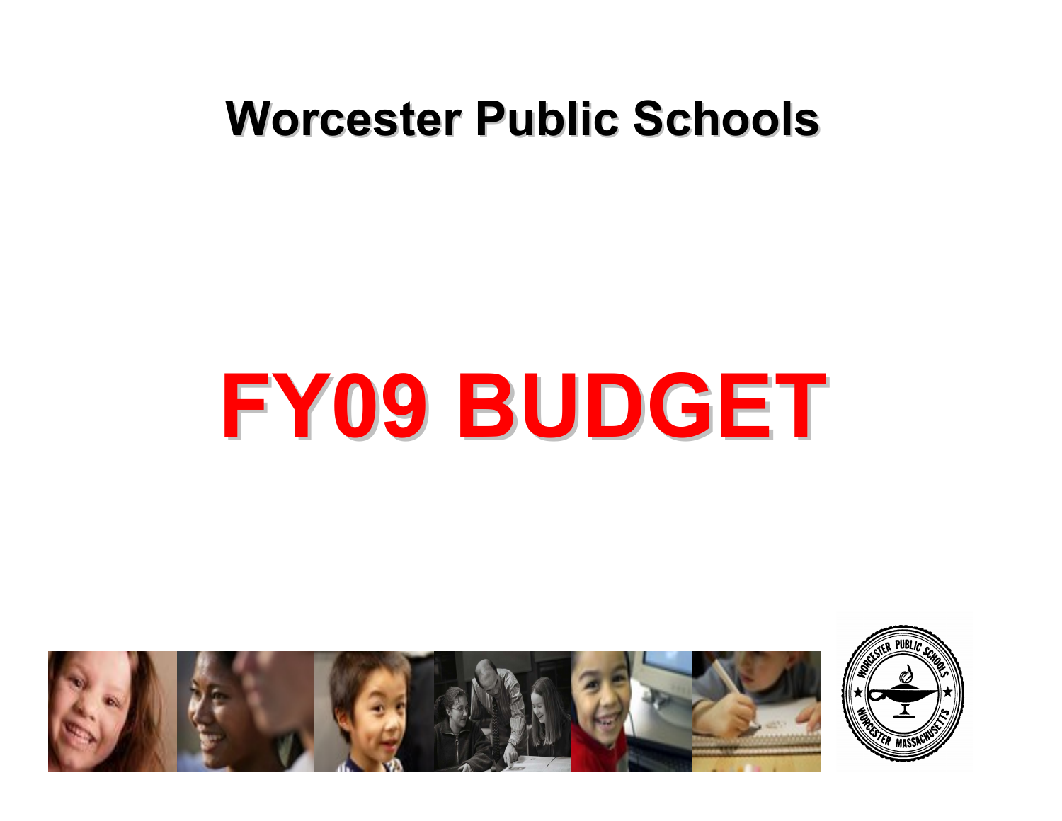# Worcester Public Schools

# FY09 BUDGET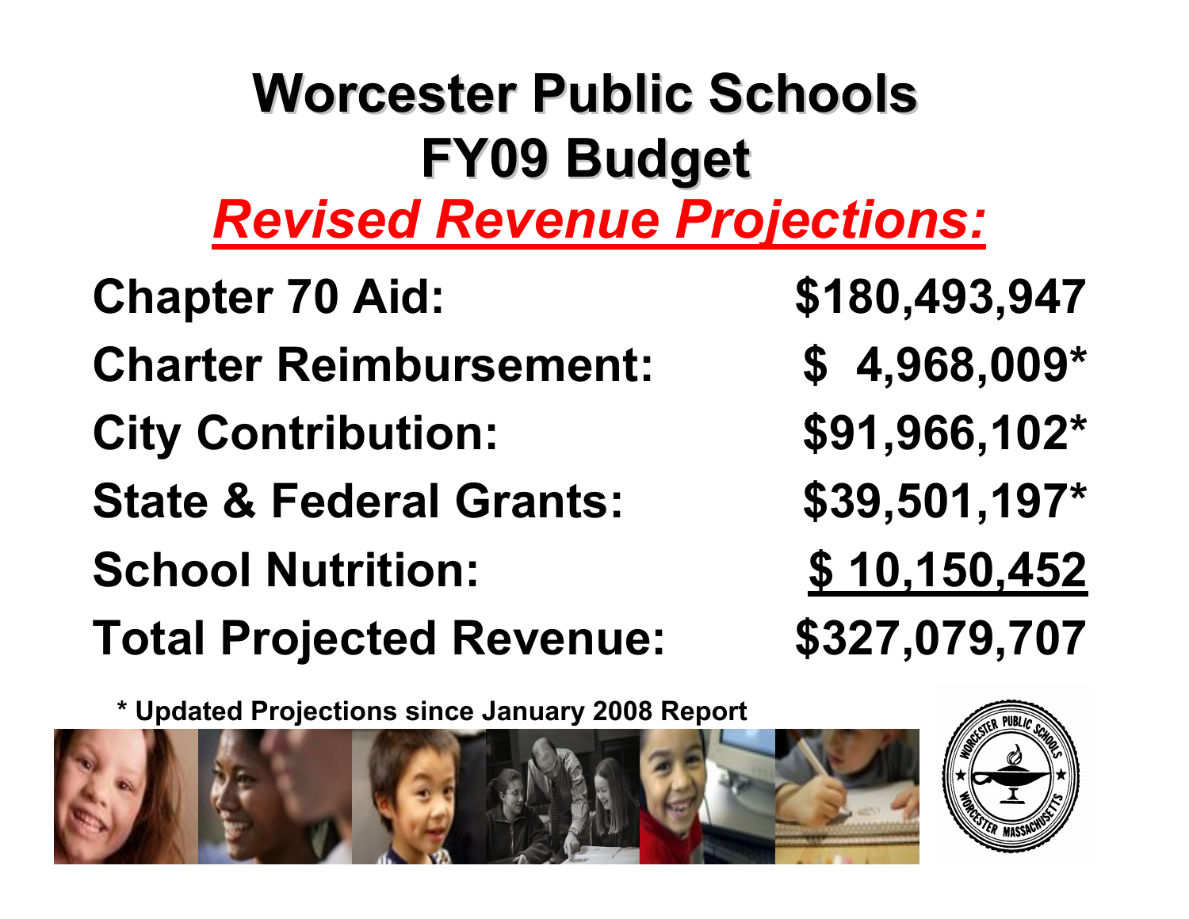# Worcester Public Schools
# FY09 Budget
## ***Revised Revenue Projections:***

| | |
|---|---|
| **Chapter 70 Aid:** | **$180,493,947** |
| **Charter Reimbursement:** | **$ 4,968,009*** |
| **City Contribution:** | **$91,966,102*** |
| **State & Federal Grants:** | **$39,501,197*** |
| **School Nutrition:** | **$ 10,150,452** |
| **Total Projected Revenue:** | **$327,079,707** |

**\* Updated Projections since January 2008 Report**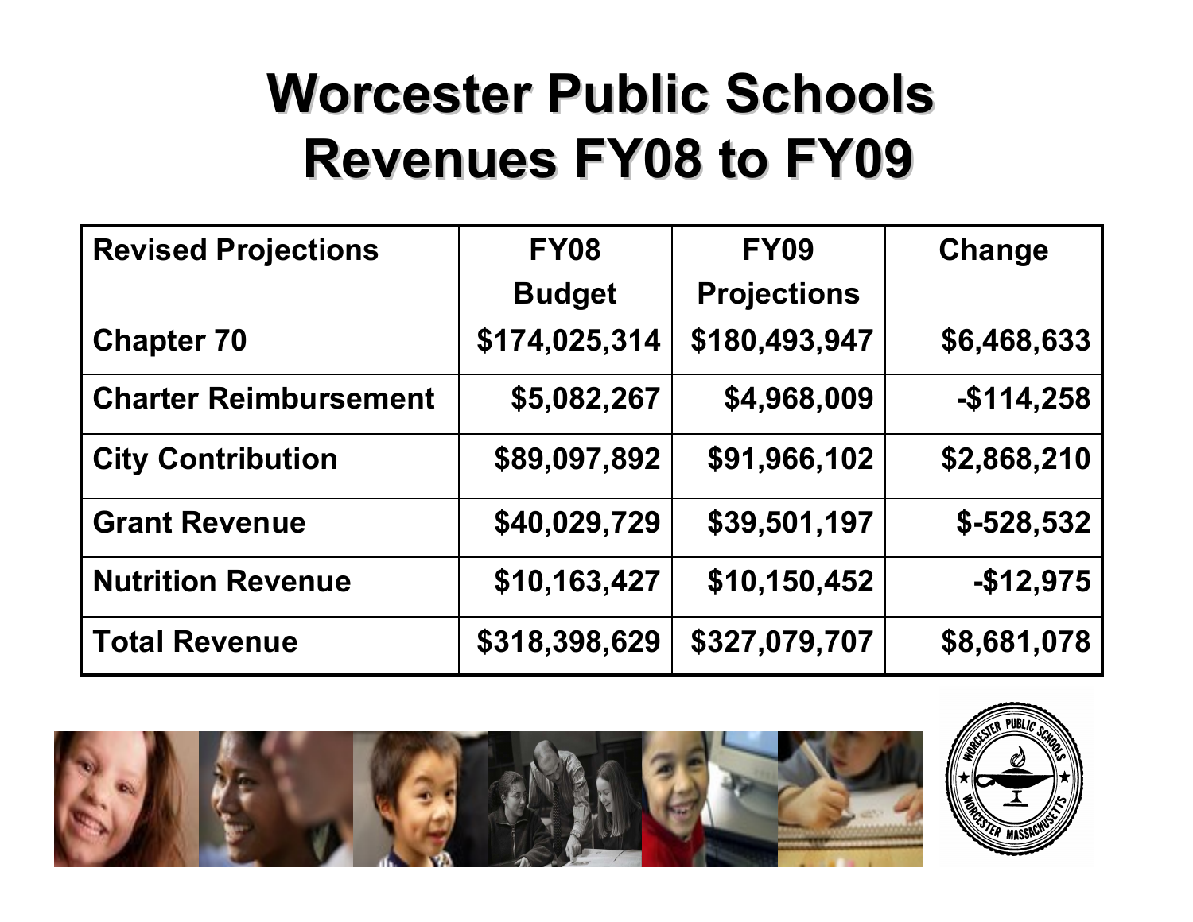# Worcester Public Schools Revenues FY08 to FY09

| Revised Projections | FY08 Budget | FY09 Projections | Change |
|---|---|---|---|
| Chapter 70 | $174,025,314 | $180,493,947 | $6,468,633 |
| Charter Reimbursement | $5,082,267 | $4,968,009 | -$114,258 |
| City Contribution | $89,097,892 | $91,966,102 | $2,868,210 |
| Grant Revenue | $40,029,729 | $39,501,197 | $-528,532 |
| Nutrition Revenue | $10,163,427 | $10,150,452 | -$12,975 |
| Total Revenue | $318,398,629 | $327,079,707 | $8,681,078 |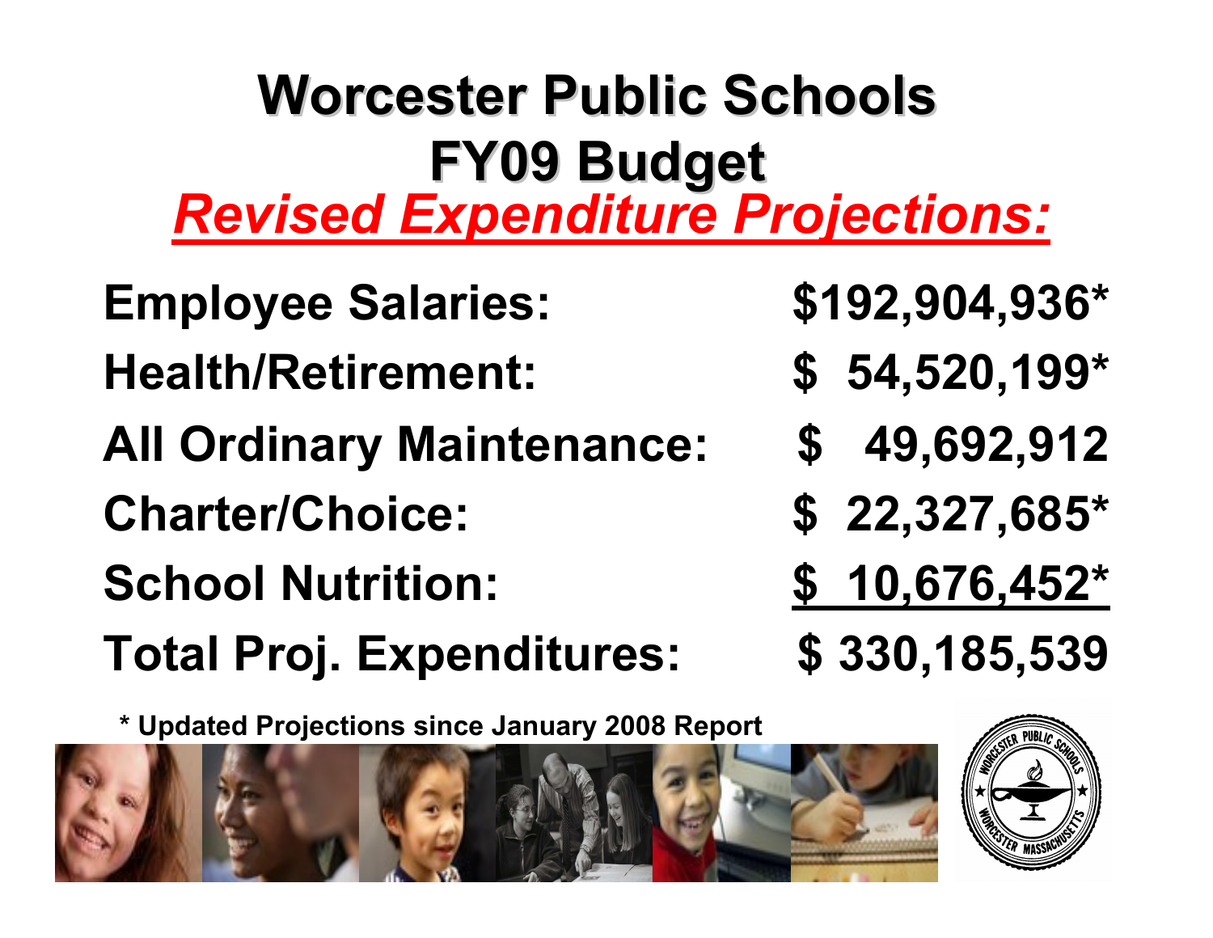# Worcester Public Schools
# FY09 Budget
## *Revised Expenditure Projections:*

| | |
|---|---|
| **Employee Salaries:** | **$192,904,936*** |
| **Health/Retirement:** | **$ 54,520,199*** |
| **All Ordinary Maintenance:** | **$ 49,692,912** |
| **Charter/Choice:** | **$ 22,327,685*** |
| **School Nutrition:** | **$ 10,676,452*** |
| **Total Proj. Expenditures:** | **$ 330,185,539** |

**\* Updated Projections since January 2008 Report**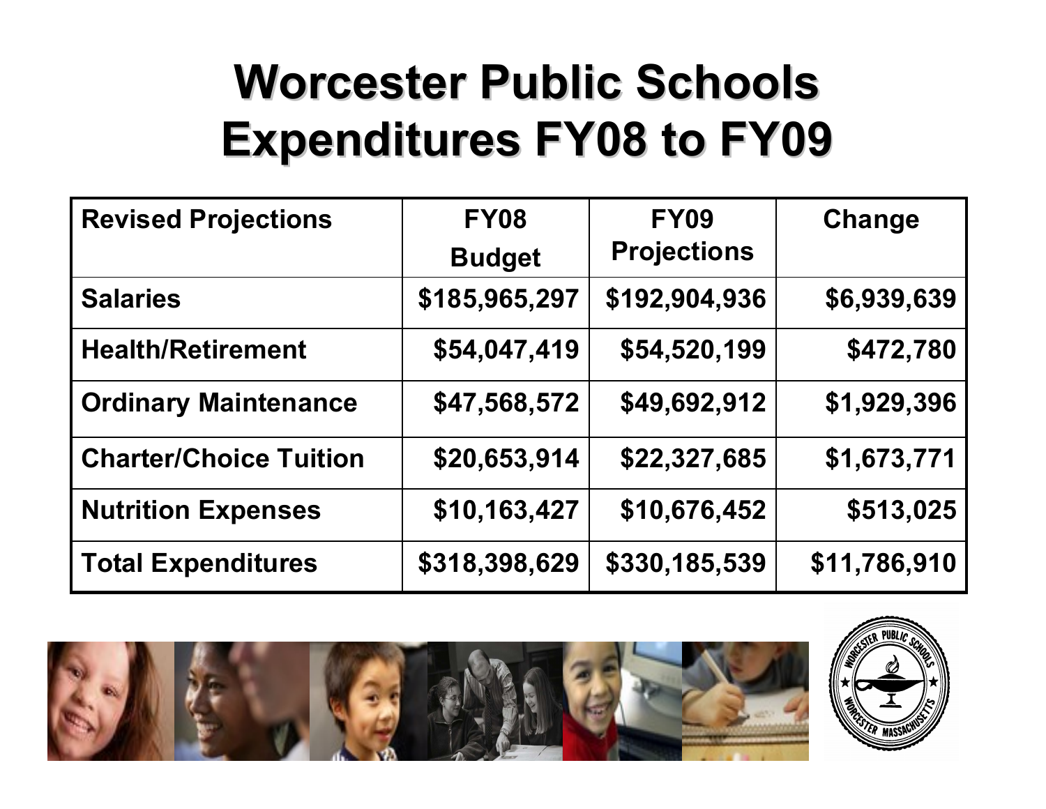# Worcester Public Schools Expenditures FY08 to FY09

| Revised Projections | FY08 Budget | FY09 Projections | Change |
| --- | --- | --- | --- |
| Salaries | $185,965,297 | $192,904,936 | $6,939,639 |
| Health/Retirement | $54,047,419 | $54,520,199 | $472,780 |
| Ordinary Maintenance | $47,568,572 | $49,692,912 | $1,929,396 |
| Charter/Choice Tuition | $20,653,914 | $22,327,685 | $1,673,771 |
| Nutrition Expenses | $10,163,427 | $10,676,452 | $513,025 |
| Total Expenditures | $318,398,629 | $330,185,539 | $11,786,910 |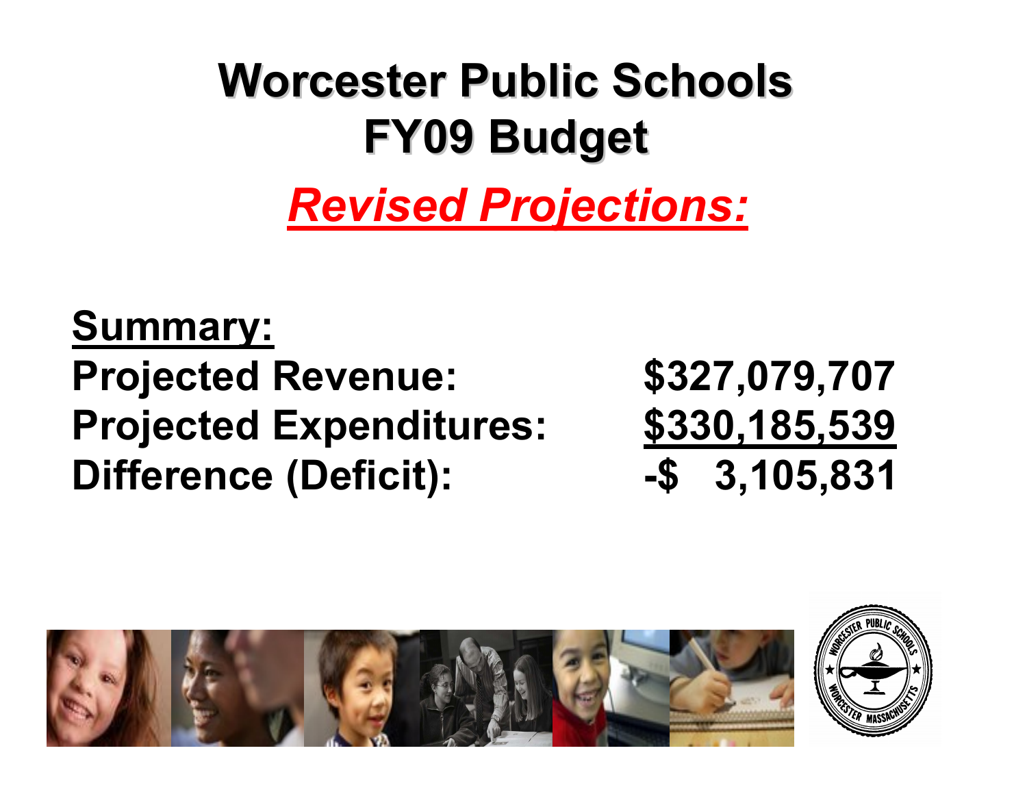# Worcester Public Schools
# FY09 Budget

## *Revised Projections:*

**Summary:**

| | |
|---|---|
| **Projected Revenue:** | **$327,079,707** |
| **Projected Expenditures:** | **$330,185,539** |
| **Difference (Deficit):** | **-$ 3,105,831** |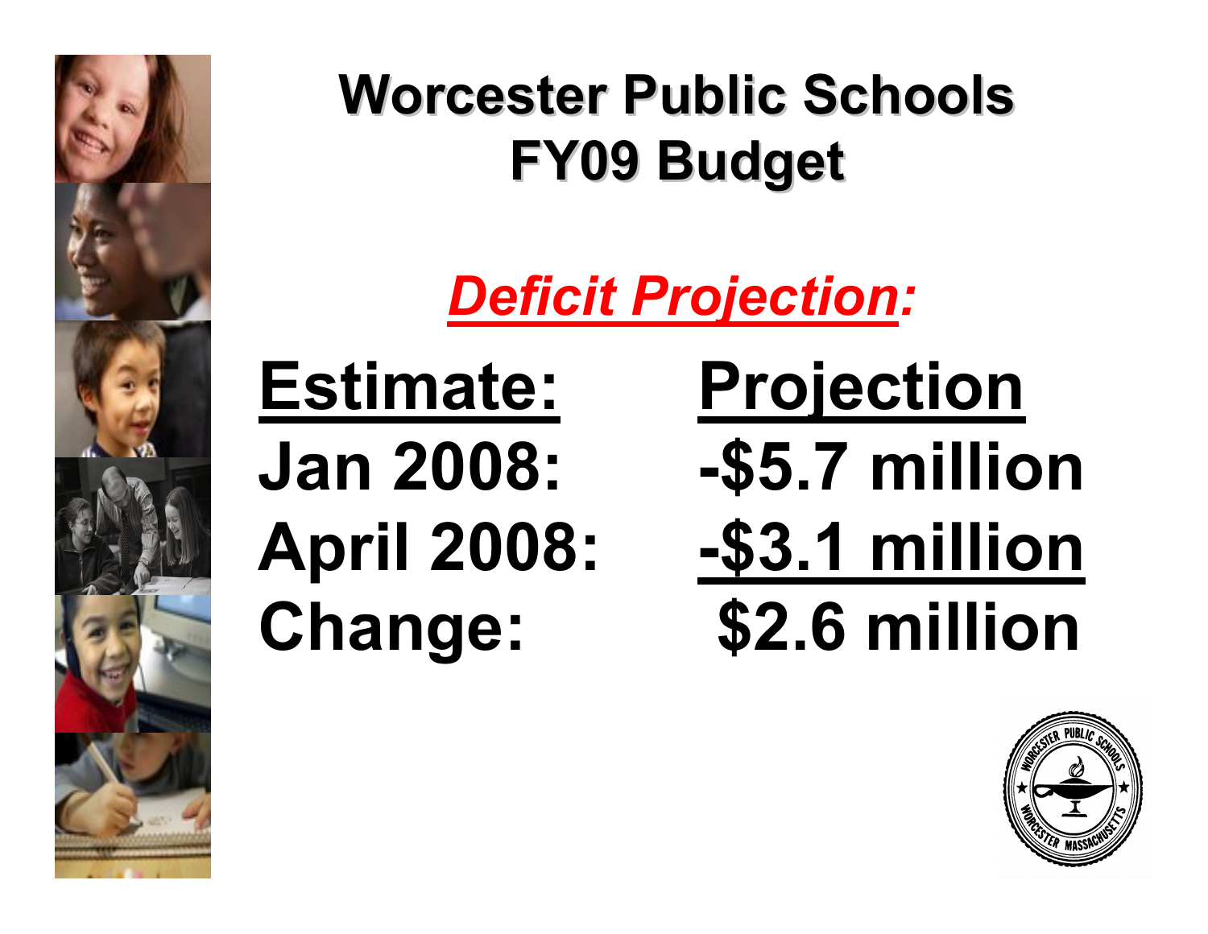# Worcester Public Schools FY09 Budget

## ***Deficit Projection:***

| Estimate: | Projection |
| --- | --- |
| Jan 2008: | -$5.7 million |
| April 2008: | -$3.1 million |
| Change: | $2.6 million |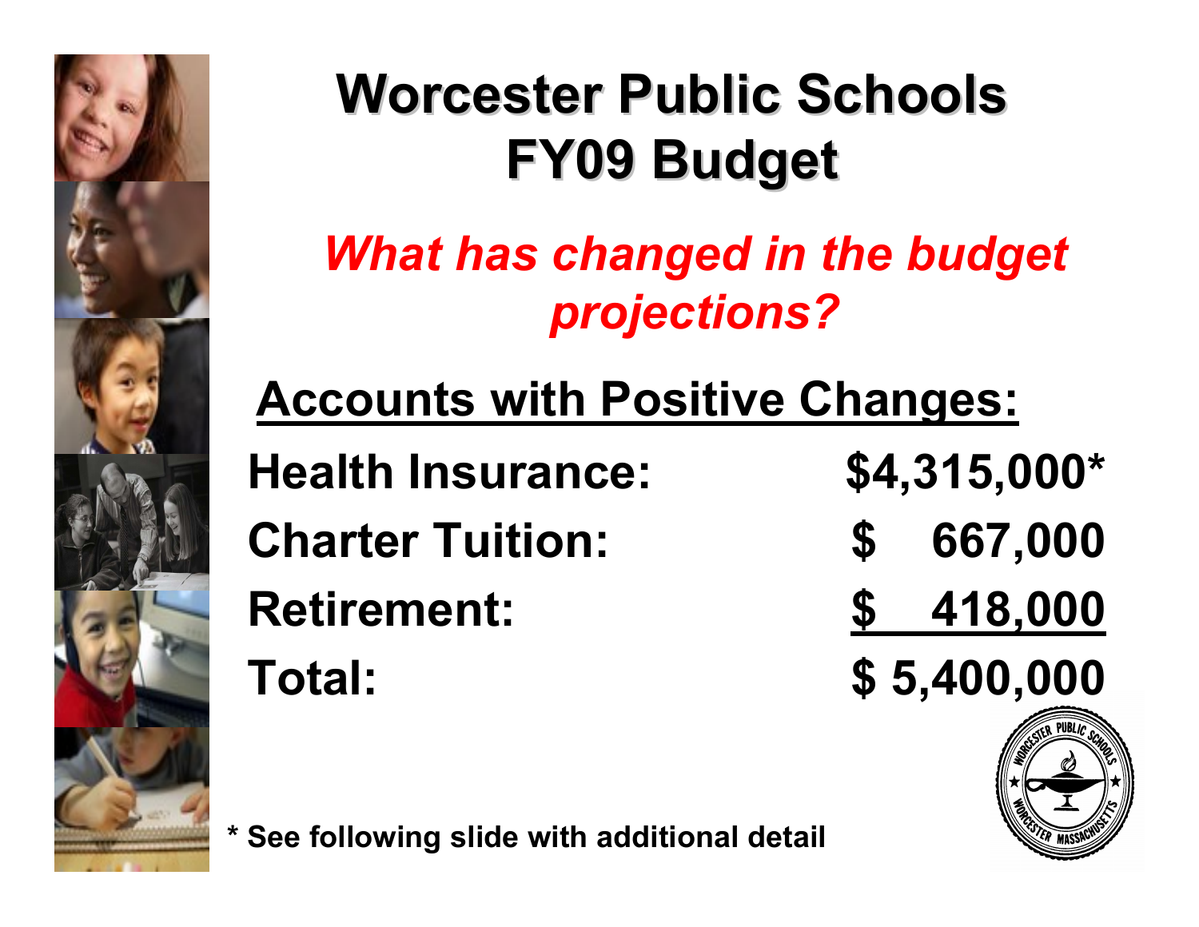# Worcester Public Schools FY09 Budget

## *What has changed in the budget projections?*

### Accounts with Positive Changes:

| | |
|---|---|
| Health Insurance: | $4,315,000* |
| Charter Tuition: | $ 667,000 |
| Retirement: | $ 418,000 |
| Total: | $ 5,400,000 |

\* See following slide with additional detail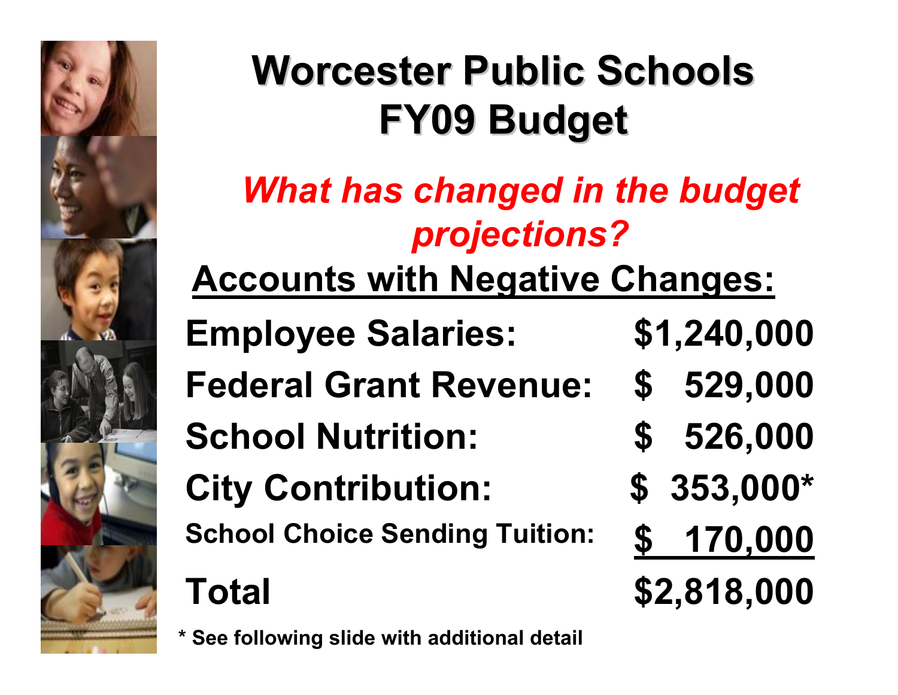# Worcester Public Schools FY09 Budget

*What has changed in the budget projections?*

**Accounts with Negative Changes:**

| Account | Amount |
|---|---|
| Employee Salaries: | $1,240,000 |
| Federal Grant Revenue: | $ 529,000 |
| School Nutrition: | $ 526,000 |
| City Contribution: | $ 353,000* |
| School Choice Sending Tuition: | $ 170,000 |
| **Total** | **$2,818,000** |

\* See following slide with additional detail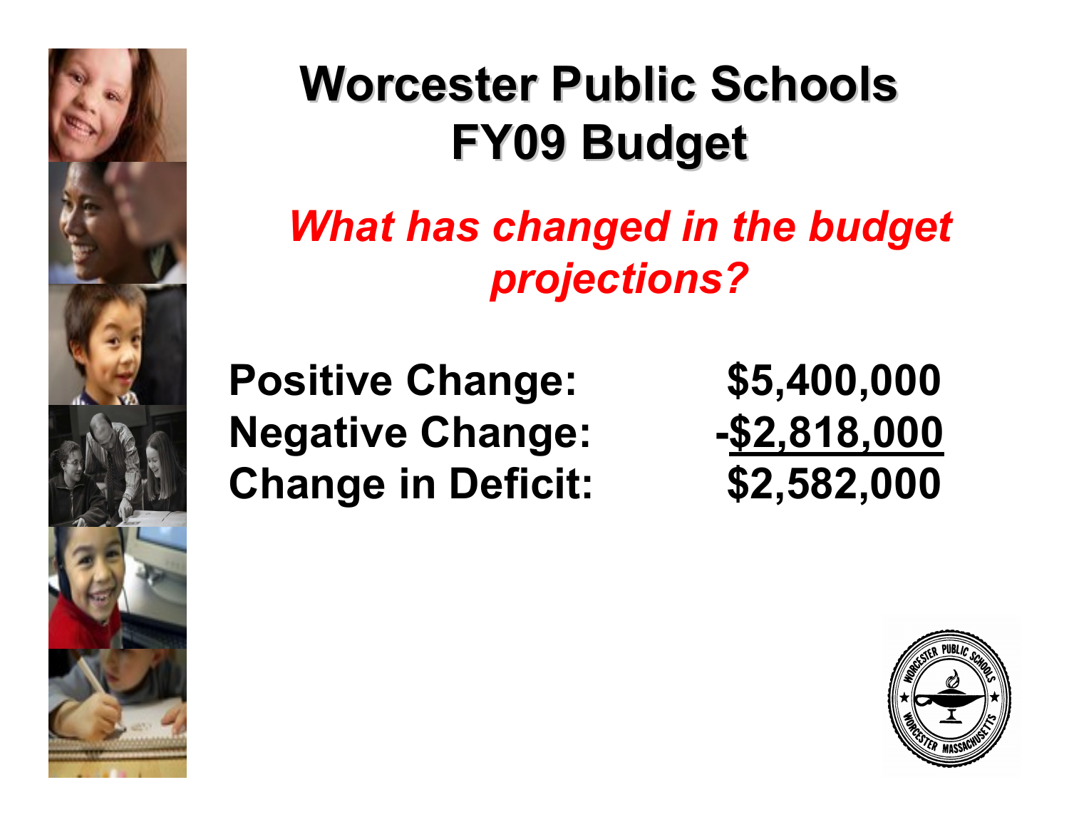# Worcester Public Schools FY09 Budget

## *What has changed in the budget projections?*

| | |
|---|---|
| **Positive Change:** | **$5,400,000** |
| **Negative Change:** | **-$2,818,000** |
| **Change in Deficit:** | **$2,582,000** |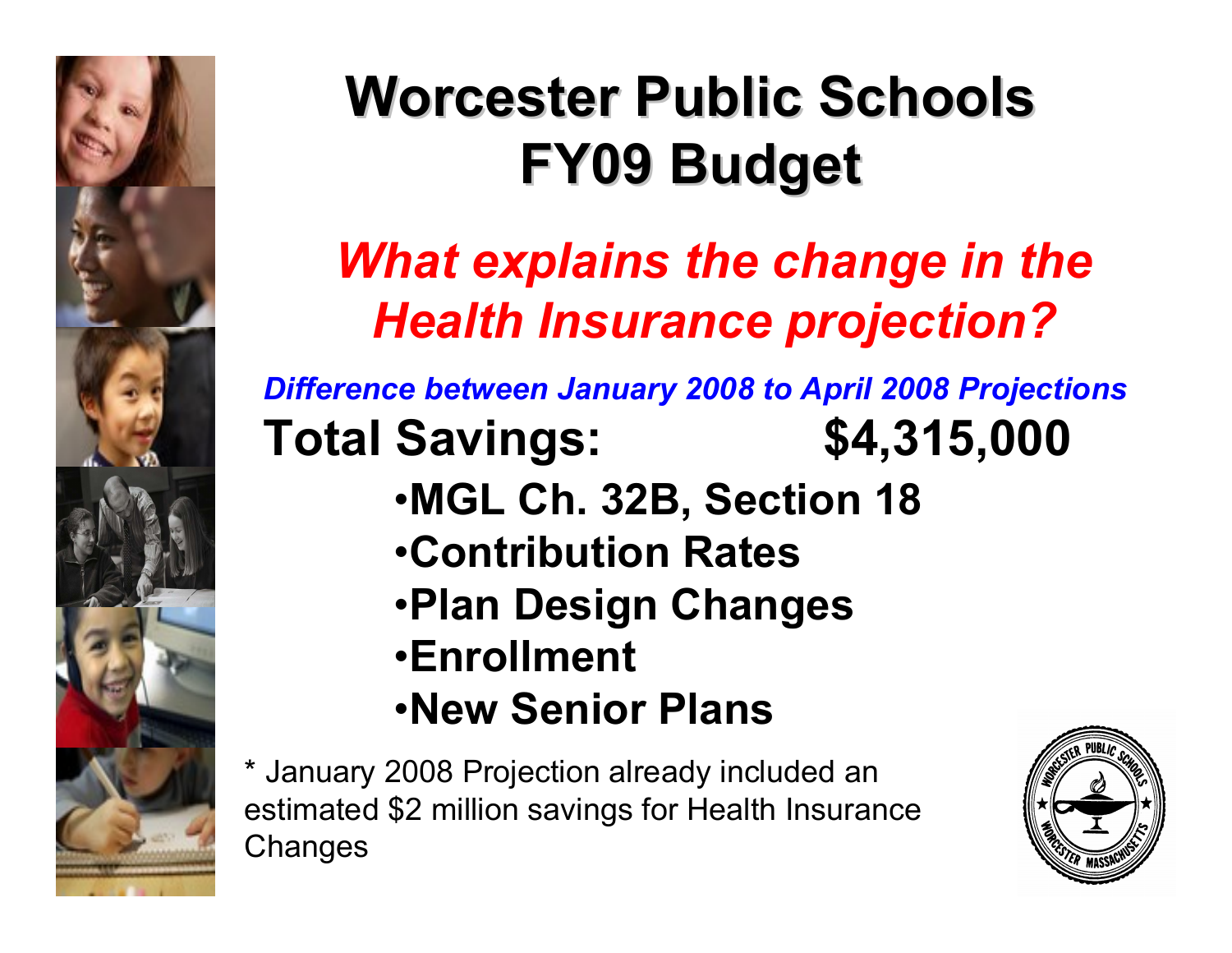# Worcester Public Schools FY09 Budget

## *What explains the change in the Health Insurance projection?*

***Difference between January 2008 to April 2008 Projections***

**Total Savings: $4,315,000**

- **MGL Ch. 32B, Section 18**
- **Contribution Rates**
- **Plan Design Changes**
- **Enrollment**
- **New Senior Plans**

* January 2008 Projection already included an estimated $2 million savings for Health Insurance Changes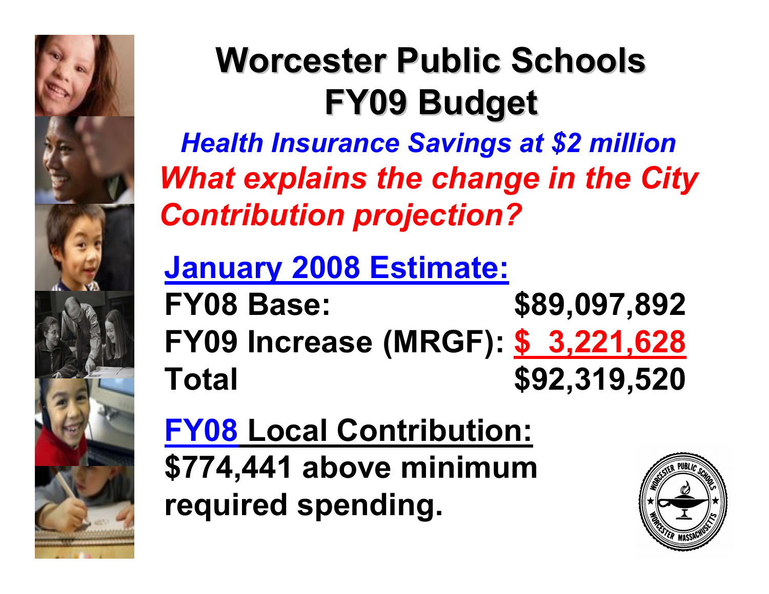# Worcester Public Schools FY09 Budget

***Health Insurance Savings at $2 million***

***What explains the change in the City Contribution projection?***

**January 2008 Estimate:**

| | |
|---|---|
| **FY08 Base:** | **$89,097,892** |
| **FY09 Increase (MRGF):** | **$ 3,221,628** |
| **Total** | **$92,319,520** |

**FY08 Local Contribution:**

**$774,441 above minimum required spending.**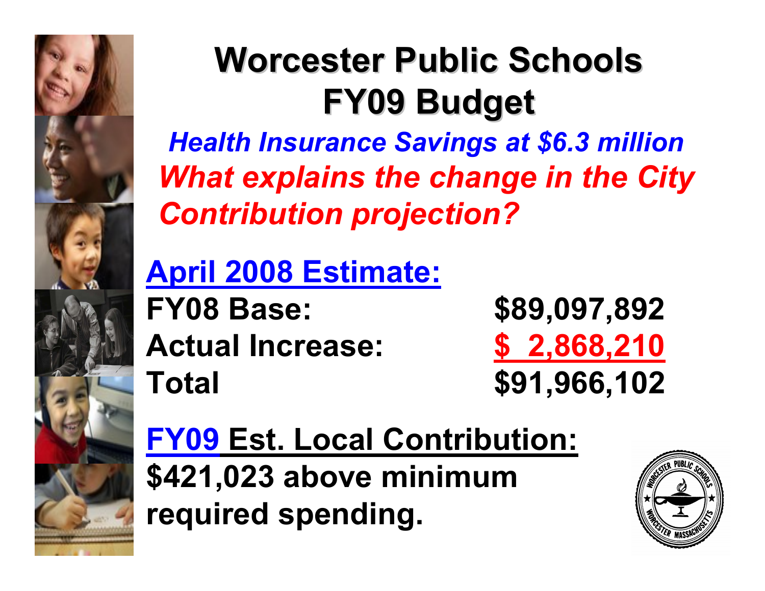# Worcester Public Schools FY09 Budget

***Health Insurance Savings at $6.3 million***

***What explains the change in the City Contribution projection?***

**April 2008 Estimate:**

| | |
|---|---|
| **FY08 Base:** | **$89,097,892** |
| **Actual Increase:** | **$ 2,868,210** |
| **Total** | **$91,966,102** |

**FY09 Est. Local Contribution:**

**$421,023 above minimum required spending.**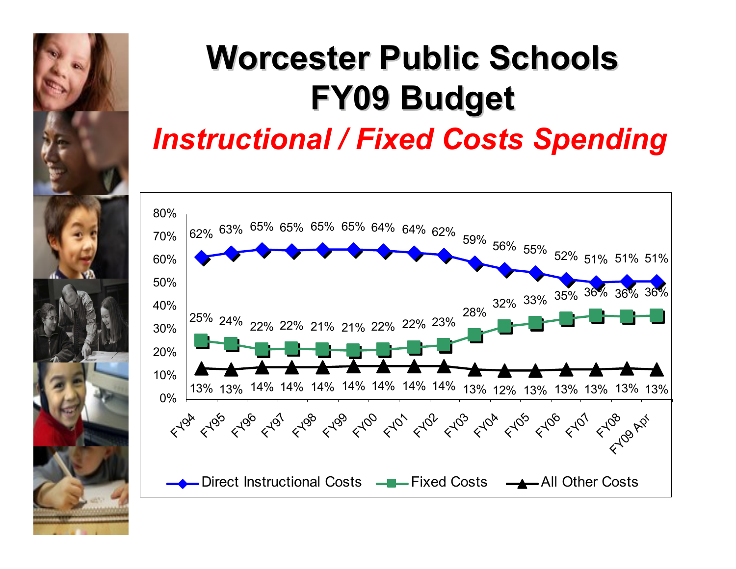# Worcester Public Schools
# FY09 Budget

## *Instructional / Fixed Costs Spending*

| | FY94 | FY95 | FY96 | FY97 | FY98 | FY99 | FY00 | FY01 | FY02 | FY03 | FY04 | FY05 | FY06 | FY07 | FY08 | FY09 Apr |
|---|---|---|---|---|---|---|---|---|---|---|---|---|---|---|---|---|
| Direct Instructional Costs | 62% | 63% | 65% | 65% | 65% | 65% | 64% | 64% | 62% | 59% | 56% | 55% | 52% | 51% | 51% | 51% |
| Fixed Costs | 25% | 24% | 22% | 22% | 21% | 21% | 22% | 22% | 23% | 28% | 32% | 33% | 35% | 36% | 36% | 36% |
| All Other Costs | 13% | 13% | 14% | 14% | 14% | 14% | 14% | 14% | 14% | 13% | 12% | 13% | 13% | 13% | 13% | 13% |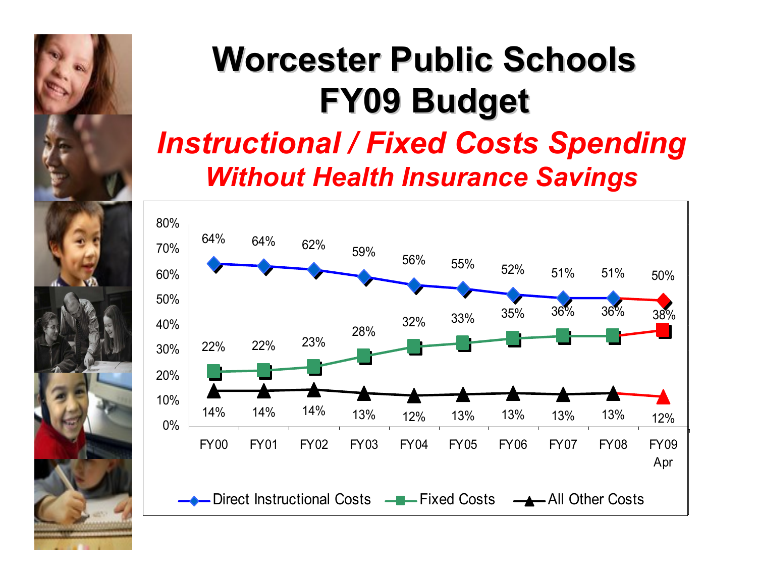# Worcester Public Schools
# FY09 Budget

## *Instructional / Fixed Costs Spending*
### *Without Health Insurance Savings*

| | FY00 | FY01 | FY02 | FY03 | FY04 | FY05 | FY06 | FY07 | FY08 | FY09 Apr |
|---|---|---|---|---|---|---|---|---|---|---|
| Direct Instructional Costs | 64% | 64% | 62% | 59% | 56% | 55% | 52% | 51% | 51% | 50% |
| Fixed Costs | 22% | 22% | 23% | 28% | 32% | 33% | 35% | 36% | 36% | 38% |
| All Other Costs | 14% | 14% | 14% | 13% | 12% | 13% | 13% | 13% | 13% | 12% |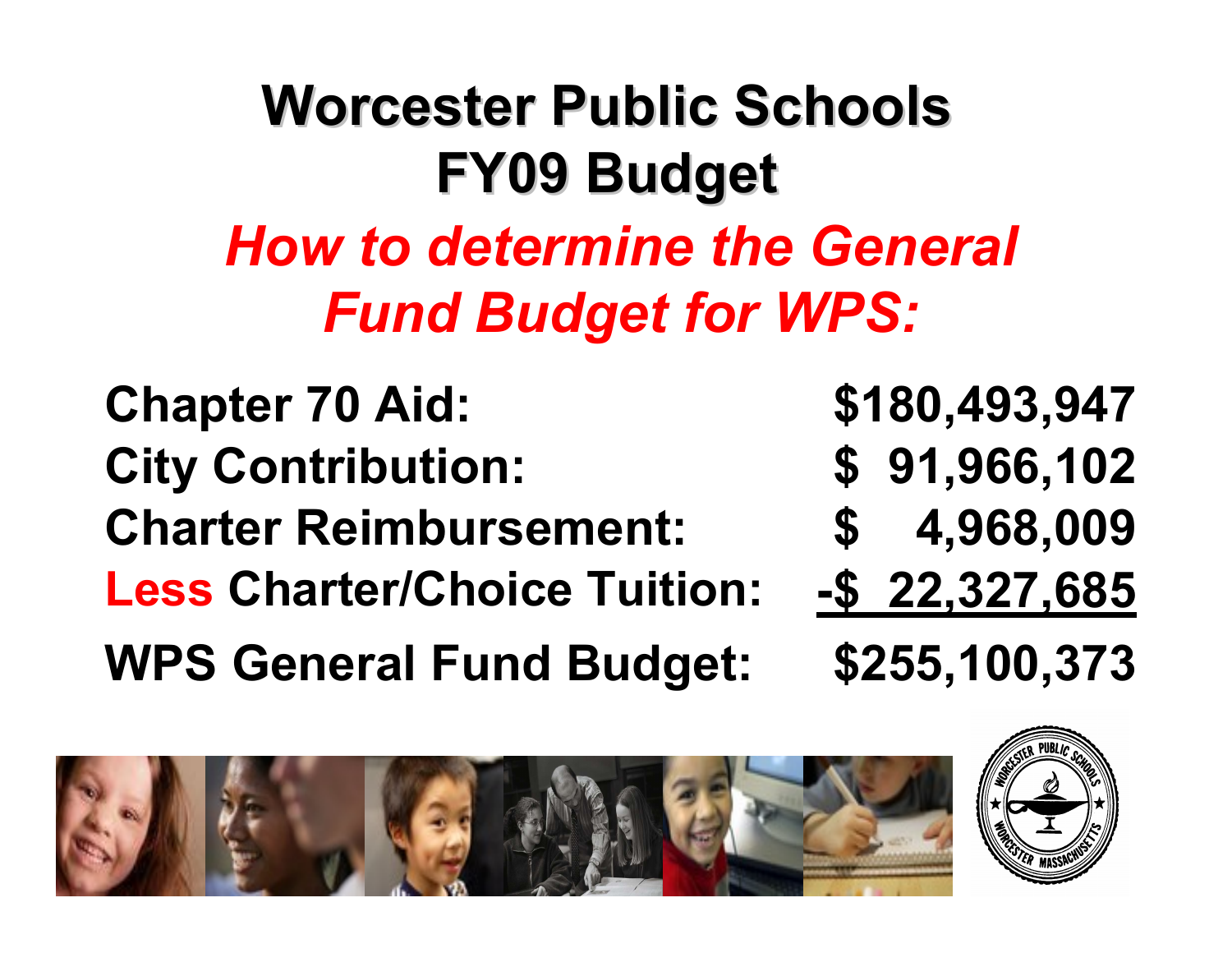# Worcester Public Schools FY09 Budget

## *How to determine the General Fund Budget for WPS:*

| | |
|---|---|
| **Chapter 70 Aid:** | **$180,493,947** |
| **City Contribution:** | **$ 91,966,102** |
| **Charter Reimbursement:** | **$ 4,968,009** |
| **Less Charter/Choice Tuition:** | **-$ 22,327,685** |
| **WPS General Fund Budget:** | **$255,100,373** |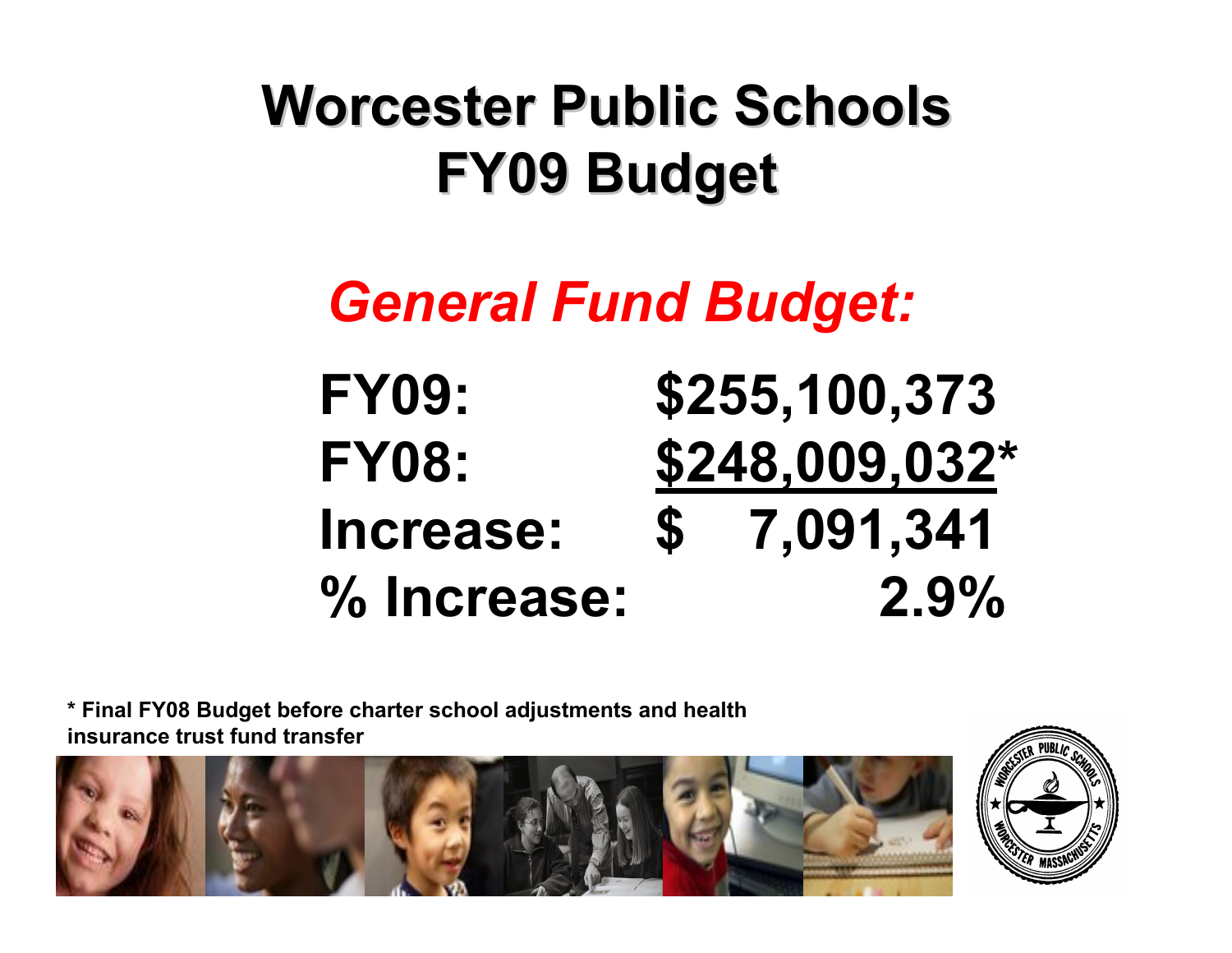# Worcester Public Schools FY09 Budget

## *General Fund Budget:*

| | |
|---|---|
| **FY09:** | **$255,100,373** |
| **FY08:** | **$248,009,032*** |
| **Increase:** | **$ 7,091,341** |
| **% Increase:** | **2.9%** |

**\* Final FY08 Budget before charter school adjustments and health insurance trust fund transfer**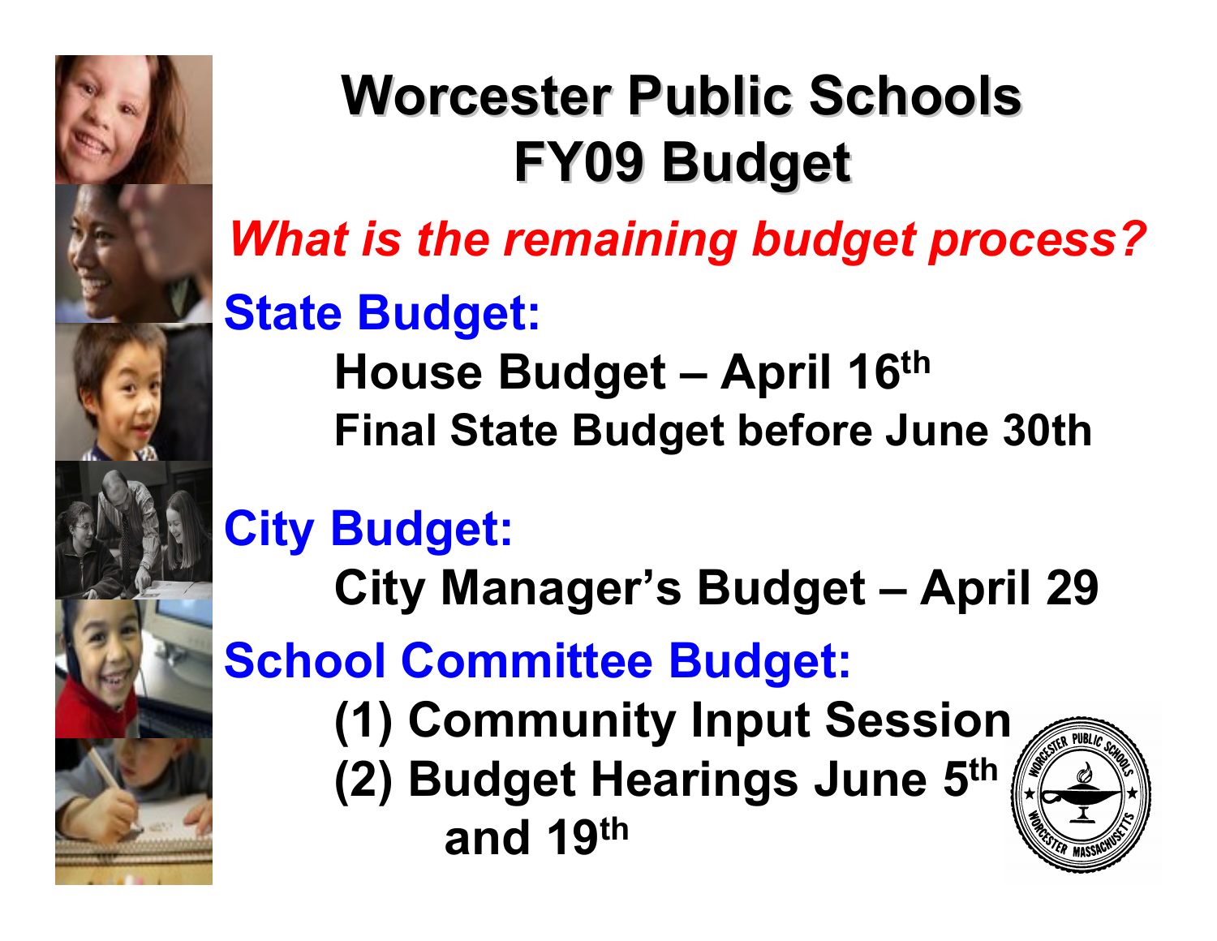# Worcester Public Schools FY09 Budget

***What is the remaining budget process?***

## State Budget:

**House Budget – April 16th**

**Final State Budget before June 30th**

## City Budget:

**City Manager's Budget – April 29**

## School Committee Budget:

**(1) Community Input Session**

**(2) Budget Hearings June 5th and 19th**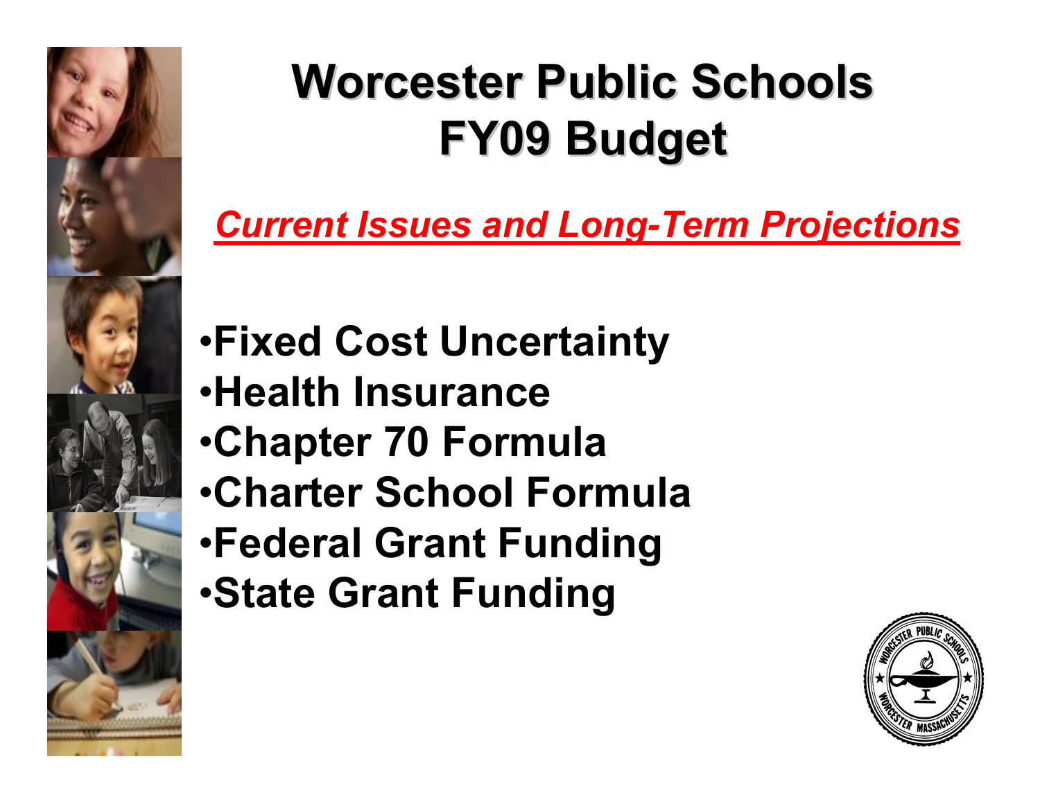# Worcester Public Schools FY09 Budget

***Current Issues and Long-Term Projections***

- **Fixed Cost Uncertainty**
- **Health Insurance**
- **Chapter 70 Formula**
- **Charter School Formula**
- **Federal Grant Funding**
- **State Grant Funding**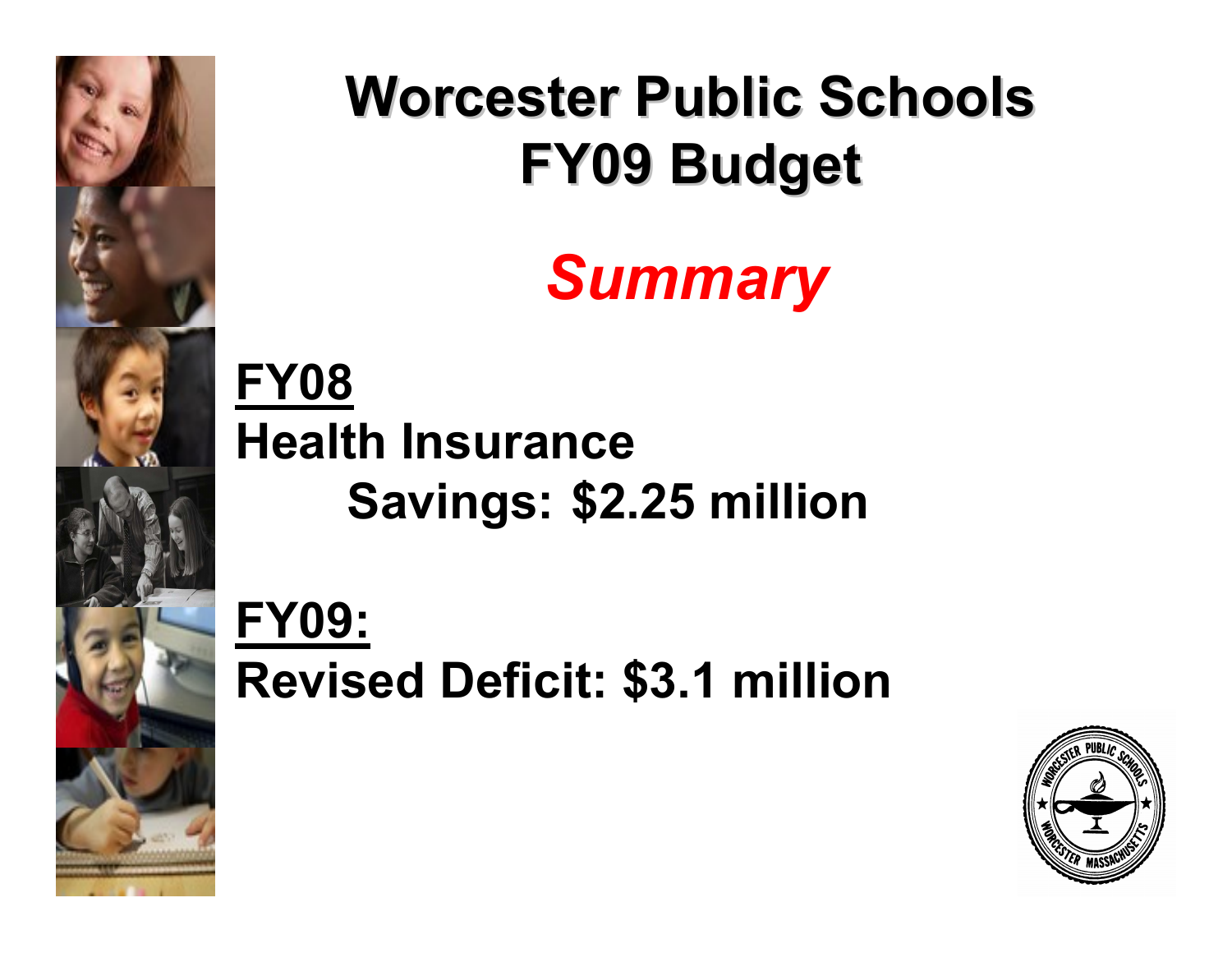# Worcester Public Schools FY09 Budget

## *Summary*

**FY08**

**Health Insurance**

**Savings: $2.25 million**

**FY09:**

**Revised Deficit: $3.1 million**